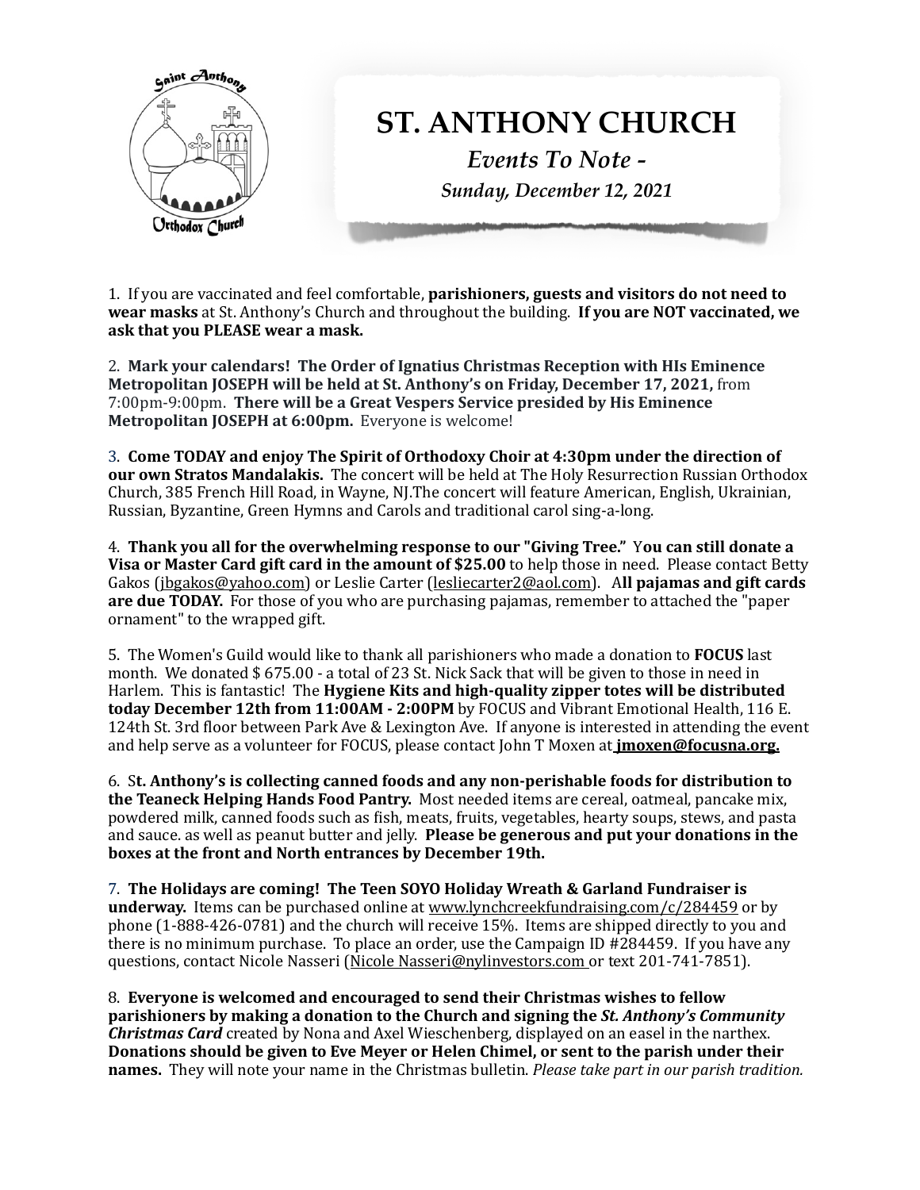# ST. ANTHONY CHURCH

*Events To Note -*

*Sunday, December 12, 2021*

1. If you are vaccinated and feel comfortable, **parishioners, guests and visitors do not need to wear masks** at St. Anthony's Church and throughout the building. **If you are NOT vaccinated, we ask that you PLEASE wear a mask.**

2. **Mark your calendars! The Order of Ignatius Christmas Reception with HIs Eminence Metropolitan JOSEPH will be held at St. Anthony's on Friday, December 17, 2021,** from 7:00pm-9:00pm. **There will be a Great Vespers Service presided by His Eminence Metropolitan JOSEPH at 6:00pm.** Everyone is welcome!

3. **Come TODAY and enjoy The Spirit of Orthodoxy Choir at 4:30pm under the direction of our own Stratos Mandalakis.** The concert will be held at The Holy Resurrection Russian Orthodox Church, 385 French Hill Road, in Wayne, NJ.The concert will feature American, English, Ukrainian, Russian, Byzantine, Green Hymns and Carols and traditional carol sing-a-long.

4. **Thank you all for the overwhelming response to our "Giving Tree." You can still donate a Visa or Master Card gift card in the amount of $25.00** to help those in need. Please contact Betty Gakos (jbgakos@yahoo.com) or Leslie Carter (lesliecarter2@aol.com). **All pajamas and gift cards are due TODAY.** For those of you who are purchasing pajamas, remember to attached the "paper ornament" to the wrapped gift.

5. The Women's Guild would like to thank all parishioners who made a donation to **FOCUS** last month. We donated $ 675.00 - a total of 23 St. Nick Sack that will be given to those in need in Harlem. This is fantastic! The **Hygiene Kits and high-quality zipper totes will be distributed today December 12th from 11:00AM - 2:00PM** by FOCUS and Vibrant Emotional Health, 116 E. 124th St. 3rd floor between Park Ave & Lexington Ave. If anyone is interested in attending the event and help serve as a volunteer for FOCUS, please contact John T Moxen at **jmoxen@focusna.org.**

6. **St. Anthony's is collecting canned foods and any non-perishable foods for distribution to the Teaneck Helping Hands Food Pantry.** Most needed items are cereal, oatmeal, pancake mix, powdered milk, canned foods such as fish, meats, fruits, vegetables, hearty soups, stews, and pasta and sauce. as well as peanut butter and jelly. **Please be generous and put your donations in the boxes at the front and North entrances by December 19th.**

7. **The Holidays are coming! The Teen SOYO Holiday Wreath & Garland Fundraiser is underway.** Items can be purchased online at www.lynchcreekfundraising.com/c/284459 or by phone (1-888-426-0781) and the church will receive 15%. Items are shipped directly to you and there is no minimum purchase. To place an order, use the Campaign ID #284459. If you have any questions, contact Nicole Nasseri (Nicole Nasseri@nylinvestors.com or text 201-741-7851).

8. **Everyone is welcomed and encouraged to send their Christmas wishes to fellow parishioners by making a donation to the Church and signing the *St. Anthony's Community Christmas Card*** created by Nona and Axel Wieschenberg, displayed on an easel in the narthex. **Donations should be given to Eve Meyer or Helen Chimel, or sent to the parish under their names.** They will note your name in the Christmas bulletin. *Please take part in our parish tradition.*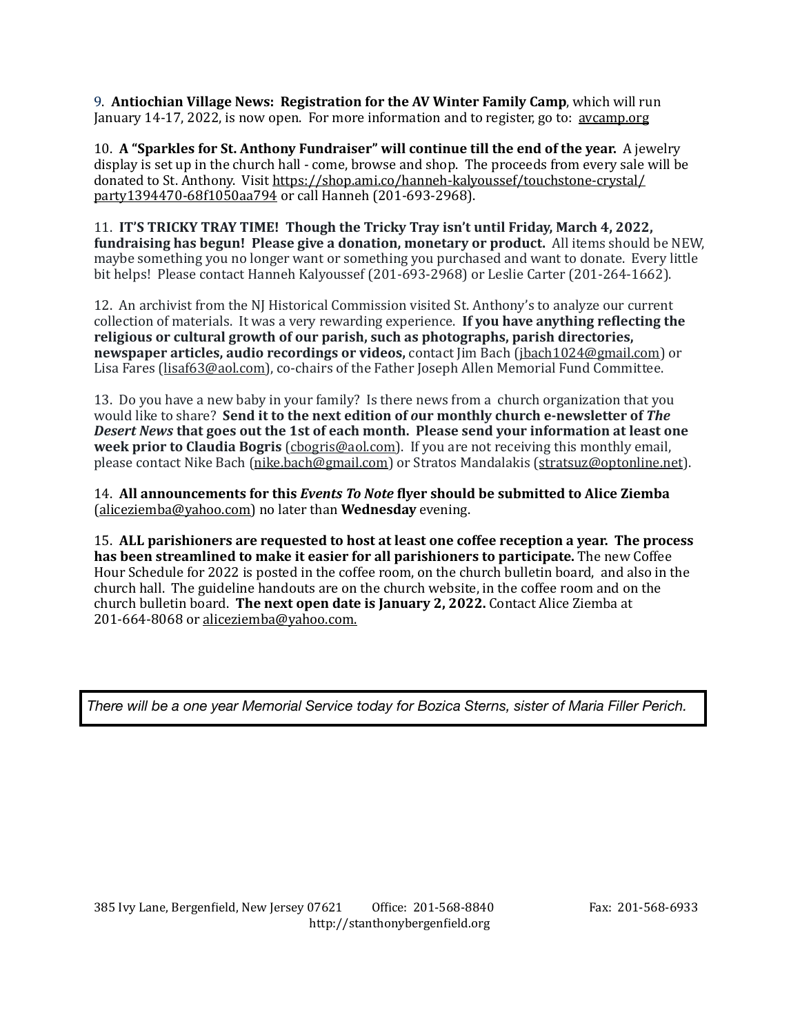9. **Antiochian Village News: Registration for the AV Winter Family Camp**, which will run January 14-17, 2022, is now open. For more information and to register, go to: avcamp.org

10. **A "Sparkles for St. Anthony Fundraiser" will continue till the end of the year.** A jewelry display is set up in the church hall - come, browse and shop. The proceeds from every sale will be donated to St. Anthony. Visit https://shop.ami.co/hanneh-kalyoussef/touchstone-crystal/party1394470-68f1050aa794 or call Hanneh (201-693-2968).

11. **IT'S TRICKY TRAY TIME! Though the Tricky Tray isn't until Friday, March 4, 2022, fundraising has begun! Please give a donation, monetary or product.** All items should be NEW, maybe something you no longer want or something you purchased and want to donate. Every little bit helps! Please contact Hanneh Kalyoussef (201-693-2968) or Leslie Carter (201-264-1662).

12. An archivist from the NJ Historical Commission visited St. Anthony's to analyze our current collection of materials. It was a very rewarding experience. **If you have anything reflecting the religious or cultural growth of our parish, such as photographs, parish directories, newspaper articles, audio recordings or videos,** contact Jim Bach (jbach1024@gmail.com) or Lisa Fares (lisaf63@aol.com), co-chairs of the Father Joseph Allen Memorial Fund Committee.

13. Do you have a new baby in your family? Is there news from a church organization that you would like to share? **Send it to the next edition of our monthly church e-newsletter of *The Desert News* that goes out the 1st of each month. Please send your information at least one week prior to Claudia Bogris** (cbogris@aol.com). If you are not receiving this monthly email, please contact Nike Bach (nike.bach@gmail.com) or Stratos Mandalakis (stratsuz@optonline.net).

14. **All announcements for this *Events To Note* flyer should be submitted to Alice Ziemba** (aliceziemba@yahoo.com) no later than **Wednesday** evening.

15. **ALL parishioners are requested to host at least one coffee reception a year. The process has been streamlined to make it easier for all parishioners to participate.** The new Coffee Hour Schedule for 2022 is posted in the coffee room, on the church bulletin board, and also in the church hall. The guideline handouts are on the church website, in the coffee room and on the church bulletin board. **The next open date is January 2, 2022.** Contact Alice Ziemba at 201-664-8068 or aliceziemba@yahoo.com.

*There will be a one year Memorial Service today for Bozica Sterns, sister of Maria Filler Perich.*

385 Ivy Lane, Bergenfield, New Jersey 07621 Office: 201-568-8840 Fax: 201-568-6933
http://stanthonybergenfield.org